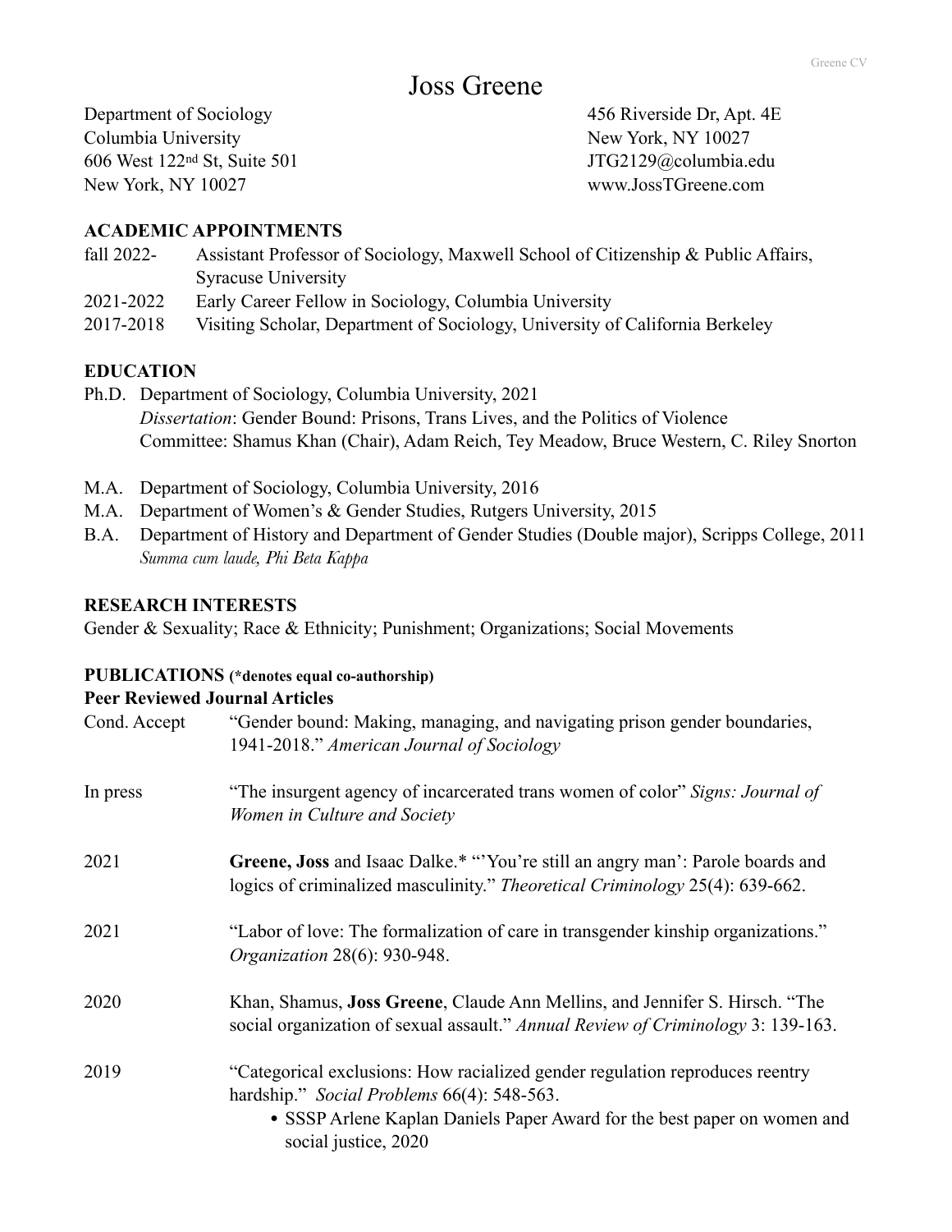# Joss Greene

Department of Sociology
Columbia University
606 West 122nd St, Suite 501
New York, NY 10027

456 Riverside Dr, Apt. 4E
New York, NY 10027
JTG2129@columbia.edu
www.JossTGreene.com

## ACADEMIC APPOINTMENTS

| | |
|---|---|
| fall 2022- | Assistant Professor of Sociology, Maxwell School of Citizenship & Public Affairs, Syracuse University |
| 2021-2022 | Early Career Fellow in Sociology, Columbia University |
| 2017-2018 | Visiting Scholar, Department of Sociology, University of California Berkeley |

## EDUCATION

Ph.D. Department of Sociology, Columbia University, 2021
*Dissertation*: Gender Bound: Prisons, Trans Lives, and the Politics of Violence
Committee: Shamus Khan (Chair), Adam Reich, Tey Meadow, Bruce Western, C. Riley Snorton

M.A. Department of Sociology, Columbia University, 2016

M.A. Department of Women's & Gender Studies, Rutgers University, 2015

B.A. Department of History and Department of Gender Studies (Double major), Scripps College, 2011
*Summa cum laude, Phi Beta Kappa*

## RESEARCH INTERESTS

Gender & Sexuality; Race & Ethnicity; Punishment; Organizations; Social Movements

## PUBLICATIONS (*denotes equal co-authorship)

### Peer Reviewed Journal Articles

Cond. Accept — "Gender bound: Making, managing, and navigating prison gender boundaries, 1941-2018." *American Journal of Sociology*

In press — "The insurgent agency of incarcerated trans women of color" *Signs: Journal of Women in Culture and Society*

2021 — **Greene, Joss** and Isaac Dalke.* "'You're still an angry man': Parole boards and logics of criminalized masculinity." *Theoretical Criminology* 25(4): 639-662.

2021 — "Labor of love: The formalization of care in transgender kinship organizations." *Organization* 28(6): 930-948.

2020 — Khan, Shamus, **Joss Greene**, Claude Ann Mellins, and Jennifer S. Hirsch. "The social organization of sexual assault." *Annual Review of Criminology* 3: 139-163.

2019 — "Categorical exclusions: How racialized gender regulation reproduces reentry hardship." *Social Problems* 66(4): 548-563.

- SSSP Arlene Kaplan Daniels Paper Award for the best paper on women and social justice, 2020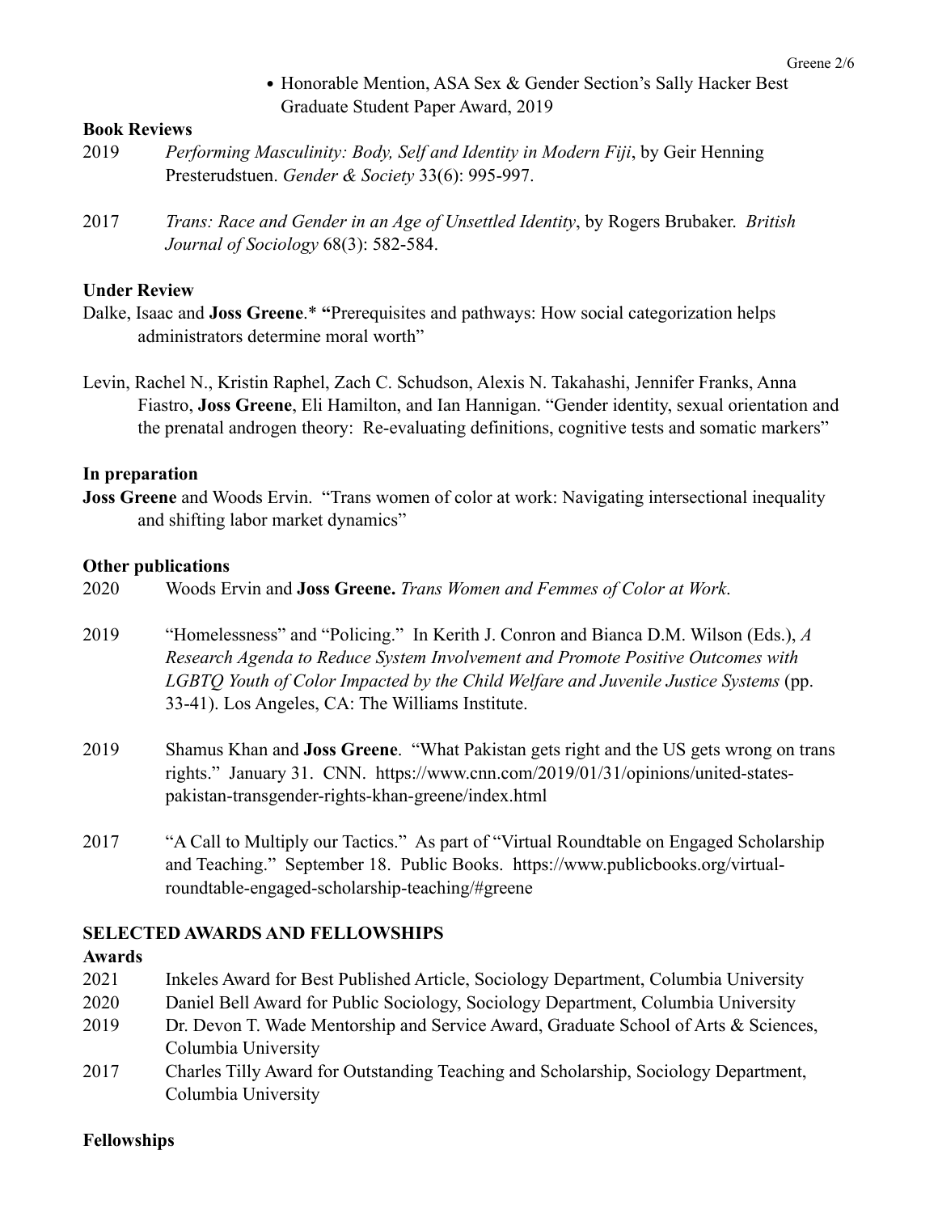- Honorable Mention, ASA Sex & Gender Section's Sally Hacker Best Graduate Student Paper Award, 2019

**Book Reviews**

2019 *Performing Masculinity: Body, Self and Identity in Modern Fiji*, by Geir Henning Presterudstuen. *Gender & Society* 33(6): 995-997.

2017 *Trans: Race and Gender in an Age of Unsettled Identity*, by Rogers Brubaker. *British Journal of Sociology* 68(3): 582-584.

**Under Review**

Dalke, Isaac and **Joss Greene**.* **"**Prerequisites and pathways: How social categorization helps administrators determine moral worth"

Levin, Rachel N., Kristin Raphel, Zach C. Schudson, Alexis N. Takahashi, Jennifer Franks, Anna Fiastro, **Joss Greene**, Eli Hamilton, and Ian Hannigan. "Gender identity, sexual orientation and the prenatal androgen theory: Re-evaluating definitions, cognitive tests and somatic markers"

**In preparation**

**Joss Greene** and Woods Ervin. "Trans women of color at work: Navigating intersectional inequality and shifting labor market dynamics"

**Other publications**

2020 Woods Ervin and **Joss Greene.** *Trans Women and Femmes of Color at Work*.

2019 "Homelessness" and "Policing." In Kerith J. Conron and Bianca D.M. Wilson (Eds.), *A Research Agenda to Reduce System Involvement and Promote Positive Outcomes with LGBTQ Youth of Color Impacted by the Child Welfare and Juvenile Justice Systems* (pp. 33-41). Los Angeles, CA: The Williams Institute.

2019 Shamus Khan and **Joss Greene**. "What Pakistan gets right and the US gets wrong on trans rights." January 31. CNN. https://www.cnn.com/2019/01/31/opinions/united-states-pakistan-transgender-rights-khan-greene/index.html

2017 "A Call to Multiply our Tactics." As part of "Virtual Roundtable on Engaged Scholarship and Teaching." September 18. Public Books. https://www.publicbooks.org/virtual-roundtable-engaged-scholarship-teaching/#greene

## SELECTED AWARDS AND FELLOWSHIPS

**Awards**

2021 Inkeles Award for Best Published Article, Sociology Department, Columbia University

2020 Daniel Bell Award for Public Sociology, Sociology Department, Columbia University

2019 Dr. Devon T. Wade Mentorship and Service Award, Graduate School of Arts & Sciences, Columbia University

2017 Charles Tilly Award for Outstanding Teaching and Scholarship, Sociology Department, Columbia University

**Fellowships**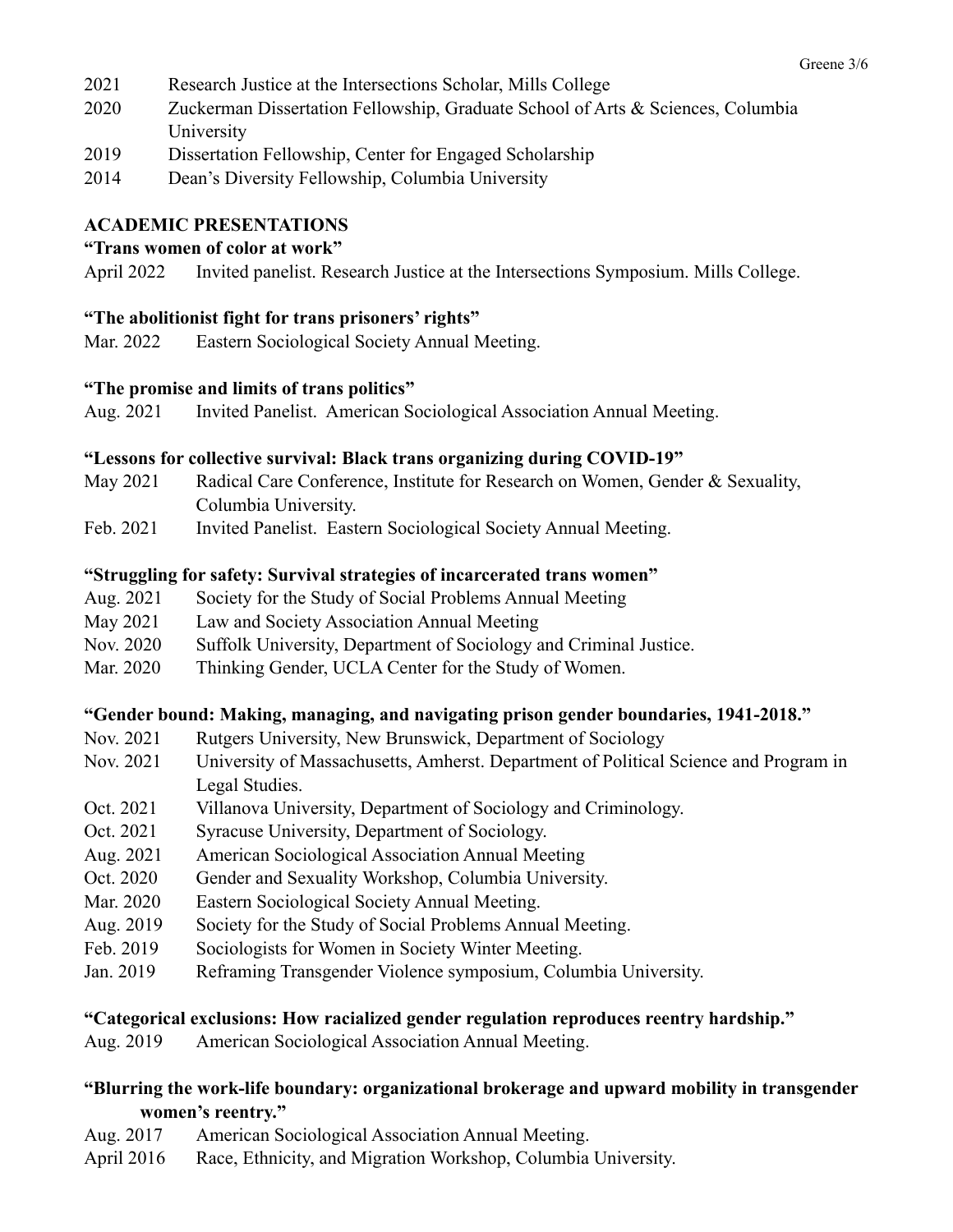2021 Research Justice at the Intersections Scholar, Mills College

2020 Zuckerman Dissertation Fellowship, Graduate School of Arts & Sciences, Columbia University

2019 Dissertation Fellowship, Center for Engaged Scholarship

2014 Dean's Diversity Fellowship, Columbia University

## ACADEMIC PRESENTATIONS

**"Trans women of color at work"**

April 2022 Invited panelist. Research Justice at the Intersections Symposium. Mills College.

**"The abolitionist fight for trans prisoners' rights"**

Mar. 2022 Eastern Sociological Society Annual Meeting.

**"The promise and limits of trans politics"**

Aug. 2021 Invited Panelist. American Sociological Association Annual Meeting.

**"Lessons for collective survival: Black trans organizing during COVID-19"**

May 2021 Radical Care Conference, Institute for Research on Women, Gender & Sexuality, Columbia University.

Feb. 2021 Invited Panelist. Eastern Sociological Society Annual Meeting.

**"Struggling for safety: Survival strategies of incarcerated trans women"**

Aug. 2021 Society for the Study of Social Problems Annual Meeting

May 2021 Law and Society Association Annual Meeting

Nov. 2020 Suffolk University, Department of Sociology and Criminal Justice.

Mar. 2020 Thinking Gender, UCLA Center for the Study of Women.

**"Gender bound: Making, managing, and navigating prison gender boundaries, 1941-2018."**

Nov. 2021 Rutgers University, New Brunswick, Department of Sociology

Nov. 2021 University of Massachusetts, Amherst. Department of Political Science and Program in Legal Studies.

Oct. 2021 Villanova University, Department of Sociology and Criminology.

Oct. 2021 Syracuse University, Department of Sociology.

Aug. 2021 American Sociological Association Annual Meeting

Oct. 2020 Gender and Sexuality Workshop, Columbia University.

Mar. 2020 Eastern Sociological Society Annual Meeting.

Aug. 2019 Society for the Study of Social Problems Annual Meeting.

Feb. 2019 Sociologists for Women in Society Winter Meeting.

Jan. 2019 Reframing Transgender Violence symposium, Columbia University.

**"Categorical exclusions: How racialized gender regulation reproduces reentry hardship."**

Aug. 2019 American Sociological Association Annual Meeting.

**"Blurring the work-life boundary: organizational brokerage and upward mobility in transgender women's reentry."**

Aug. 2017 American Sociological Association Annual Meeting.

April 2016 Race, Ethnicity, and Migration Workshop, Columbia University.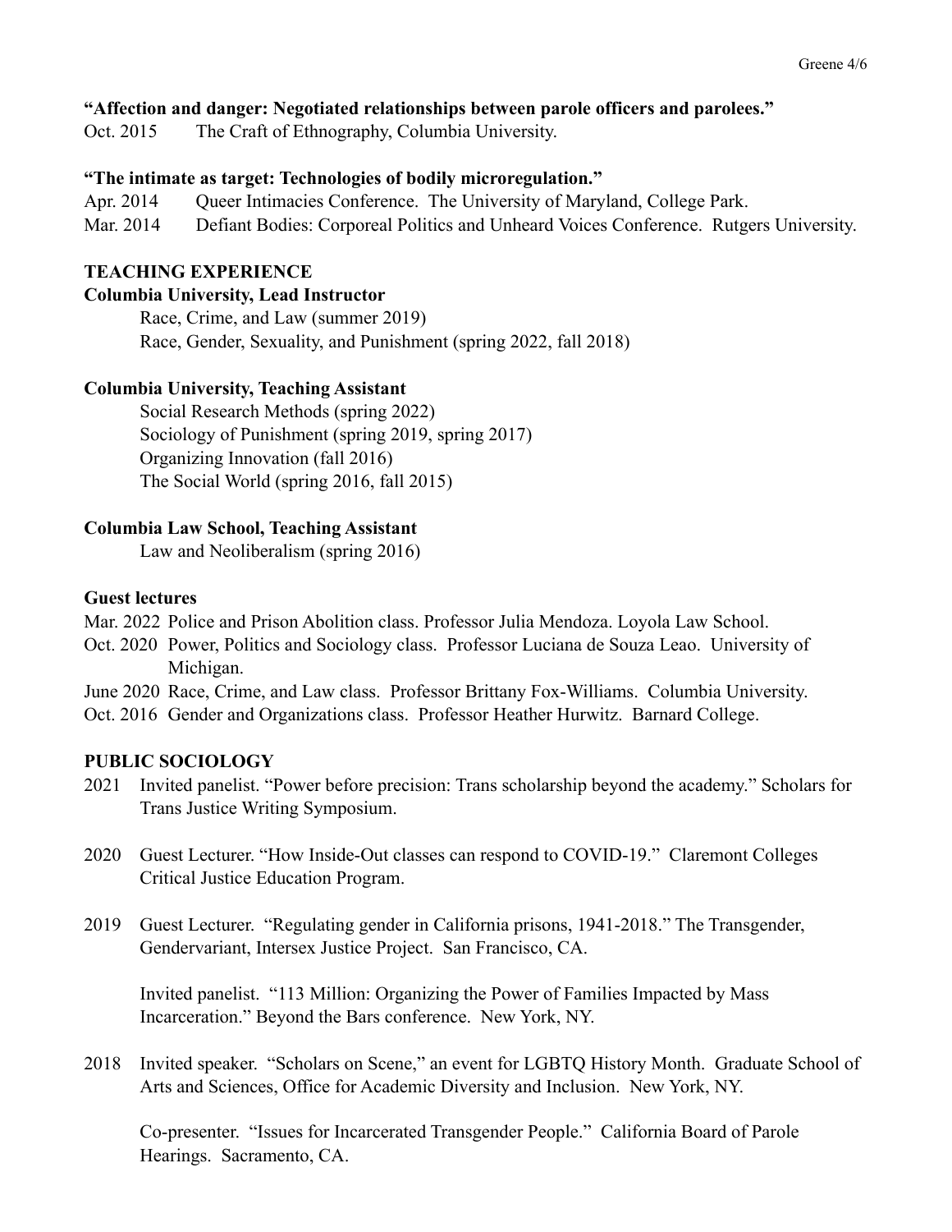**"Affection and danger: Negotiated relationships between parole officers and parolees."**

Oct. 2015 The Craft of Ethnography, Columbia University.

**"The intimate as target: Technologies of bodily microregulation."**

Apr. 2014 Queer Intimacies Conference. The University of Maryland, College Park.

Mar. 2014 Defiant Bodies: Corporeal Politics and Unheard Voices Conference. Rutgers University.

## TEACHING EXPERIENCE

**Columbia University, Lead Instructor**

Race, Crime, and Law (summer 2019)

Race, Gender, Sexuality, and Punishment (spring 2022, fall 2018)

**Columbia University, Teaching Assistant**

Social Research Methods (spring 2022)

Sociology of Punishment (spring 2019, spring 2017)

Organizing Innovation (fall 2016)

The Social World (spring 2016, fall 2015)

**Columbia Law School, Teaching Assistant**

Law and Neoliberalism (spring 2016)

**Guest lectures**

Mar. 2022 Police and Prison Abolition class. Professor Julia Mendoza. Loyola Law School.

Oct. 2020 Power, Politics and Sociology class. Professor Luciana de Souza Leao. University of Michigan.

June 2020 Race, Crime, and Law class. Professor Brittany Fox-Williams. Columbia University.

Oct. 2016 Gender and Organizations class. Professor Heather Hurwitz. Barnard College.

## PUBLIC SOCIOLOGY

2021 Invited panelist. "Power before precision: Trans scholarship beyond the academy." Scholars for Trans Justice Writing Symposium.

2020 Guest Lecturer. "How Inside-Out classes can respond to COVID-19." Claremont Colleges Critical Justice Education Program.

2019 Guest Lecturer. "Regulating gender in California prisons, 1941-2018." The Transgender, Gendervariant, Intersex Justice Project. San Francisco, CA.

Invited panelist. "113 Million: Organizing the Power of Families Impacted by Mass Incarceration." Beyond the Bars conference. New York, NY.

2018 Invited speaker. "Scholars on Scene," an event for LGBTQ History Month. Graduate School of Arts and Sciences, Office for Academic Diversity and Inclusion. New York, NY.

Co-presenter. "Issues for Incarcerated Transgender People." California Board of Parole Hearings. Sacramento, CA.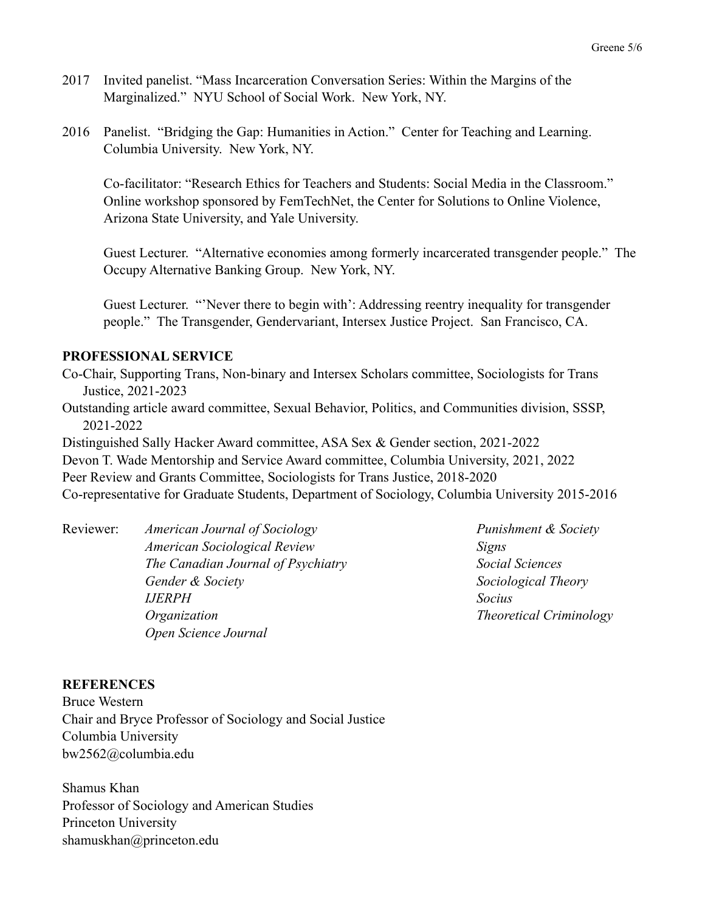2017 Invited panelist. "Mass Incarceration Conversation Series: Within the Margins of the Marginalized." NYU School of Social Work. New York, NY.

2016 Panelist. "Bridging the Gap: Humanities in Action." Center for Teaching and Learning. Columbia University. New York, NY.

Co-facilitator: "Research Ethics for Teachers and Students: Social Media in the Classroom." Online workshop sponsored by FemTechNet, the Center for Solutions to Online Violence, Arizona State University, and Yale University.

Guest Lecturer. "Alternative economies among formerly incarcerated transgender people." The Occupy Alternative Banking Group. New York, NY.

Guest Lecturer. "'Never there to begin with': Addressing reentry inequality for transgender people." The Transgender, Gendervariant, Intersex Justice Project. San Francisco, CA.

**PROFESSIONAL SERVICE**

Co-Chair, Supporting Trans, Non-binary and Intersex Scholars committee, Sociologists for Trans Justice, 2021-2023

Outstanding article award committee, Sexual Behavior, Politics, and Communities division, SSSP, 2021-2022

Distinguished Sally Hacker Award committee, ASA Sex & Gender section, 2021-2022

Devon T. Wade Mentorship and Service Award committee, Columbia University, 2021, 2022

Peer Review and Grants Committee, Sociologists for Trans Justice, 2018-2020

Co-representative for Graduate Students, Department of Sociology, Columbia University 2015-2016

Reviewer:
*American Journal of Sociology*
*American Sociological Review*
*The Canadian Journal of Psychiatry*
*Gender & Society*
*IJERPH*
*Organization*
*Open Science Journal*
*Punishment & Society*
*Signs*
*Social Sciences*
*Sociological Theory*
*Socius*
*Theoretical Criminology*

**REFERENCES**

Bruce Western
Chair and Bryce Professor of Sociology and Social Justice
Columbia University
bw2562@columbia.edu

Shamus Khan
Professor of Sociology and American Studies
Princeton University
shamuskhan@princeton.edu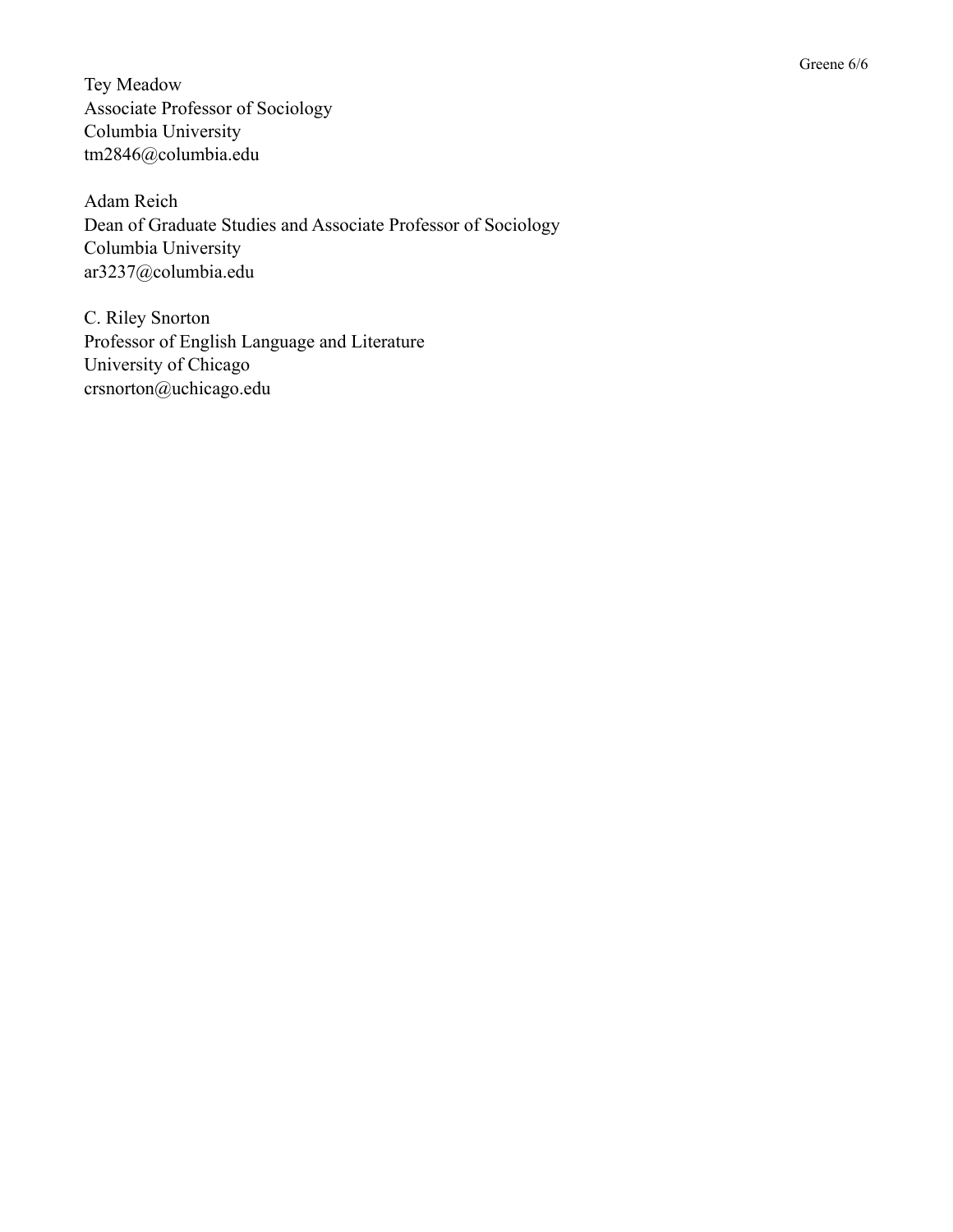Tey Meadow
Associate Professor of Sociology
Columbia University
tm2846@columbia.edu

Adam Reich
Dean of Graduate Studies and Associate Professor of Sociology
Columbia University
ar3237@columbia.edu

C. Riley Snorton
Professor of English Language and Literature
University of Chicago
crsnorton@uchicago.edu